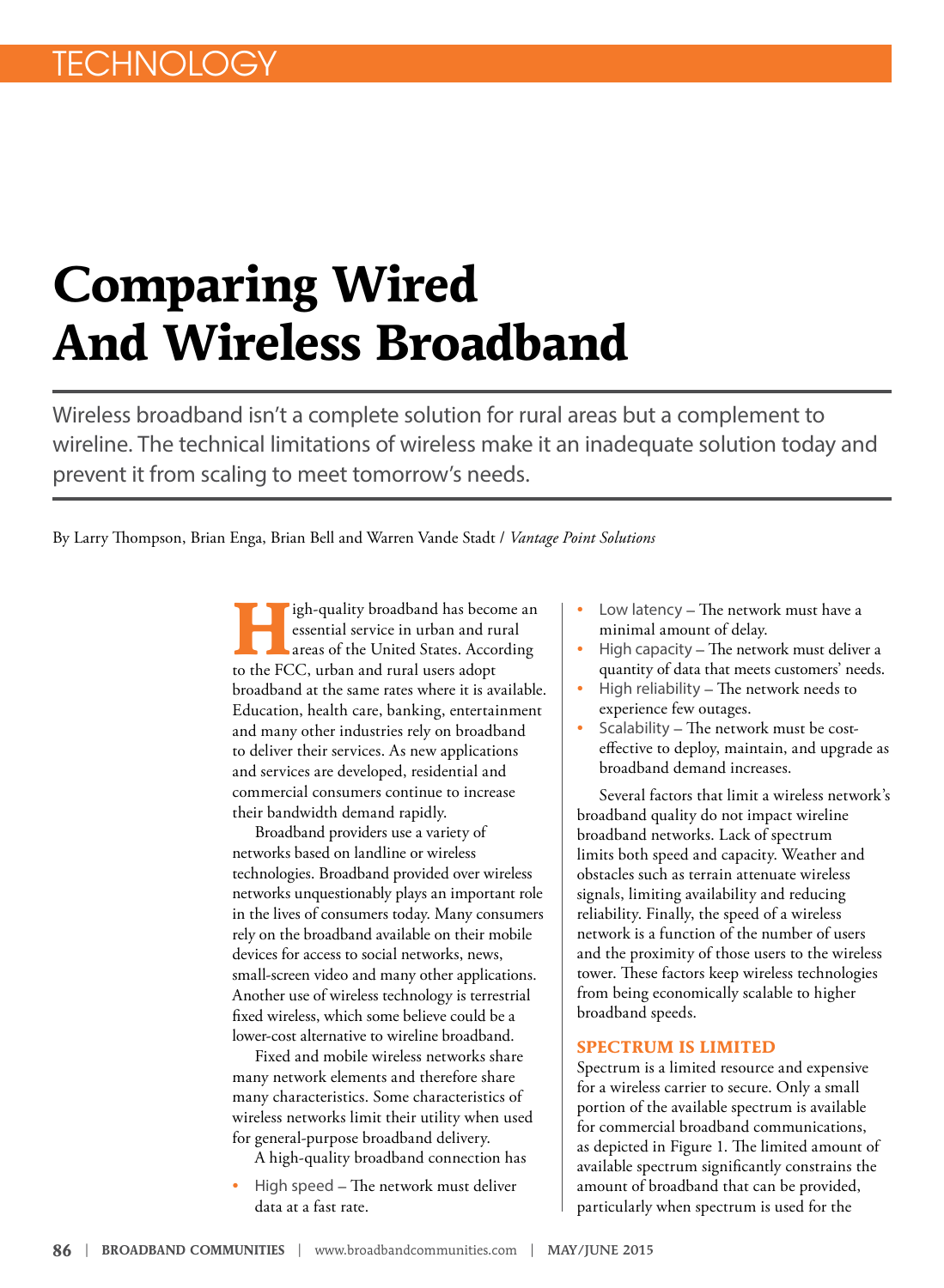TECHNOLOGY

# Comparing Wired And Wireless Broadband

Wireless broadband isn't a complete solution for rural areas but a complement to wireline. The technical limitations of wireless make it an inadequate solution today and prevent it from scaling to meet tomorrow's needs.

By Larry Thompson, Brian Enga, Brian Bell and Warren Vande Stadt / *Vantage Point Solutions*

High-quality broadband has become an essential service in urban and rural areas of the United States. According to the FCC, urban and rural users adopt broadband at the same rates where it is available. Education, health care, banking, entertainment and many other industries rely on broadband to deliver their services. As new applications and services are developed, residential and commercial consumers continue to increase their bandwidth demand rapidly.

Broadband providers use a variety of networks based on landline or wireless technologies. Broadband provided over wireless networks unquestionably plays an important role in the lives of consumers today. Many consumers rely on the broadband available on their mobile devices for access to social networks, news, small-screen video and many other applications. Another use of wireless technology is terrestrial fixed wireless, which some believe could be a lower-cost alternative to wireline broadband.

Fixed and mobile wireless networks share many network elements and therefore share many characteristics. Some characteristics of wireless networks limit their utility when used for general-purpose broadband delivery.

A high-quality broadband connection has

- High speed – The network must deliver data at a fast rate.
- Low latency – The network must have a minimal amount of delay.
- High capacity – The network must deliver a quantity of data that meets customers' needs.
- High reliability – The network needs to experience few outages.
- Scalability – The network must be cost-effective to deploy, maintain, and upgrade as broadband demand increases.

Several factors that limit a wireless network's broadband quality do not impact wireline broadband networks. Lack of spectrum limits both speed and capacity. Weather and obstacles such as terrain attenuate wireless signals, limiting availability and reducing reliability. Finally, the speed of a wireless network is a function of the number of users and the proximity of those users to the wireless tower. These factors keep wireless technologies from being economically scalable to higher broadband speeds.

## SPECTRUM IS LIMITED

Spectrum is a limited resource and expensive for a wireless carrier to secure. Only a small portion of the available spectrum is available for commercial broadband communications, as depicted in Figure 1. The limited amount of available spectrum significantly constrains the amount of broadband that can be provided, particularly when spectrum is used for the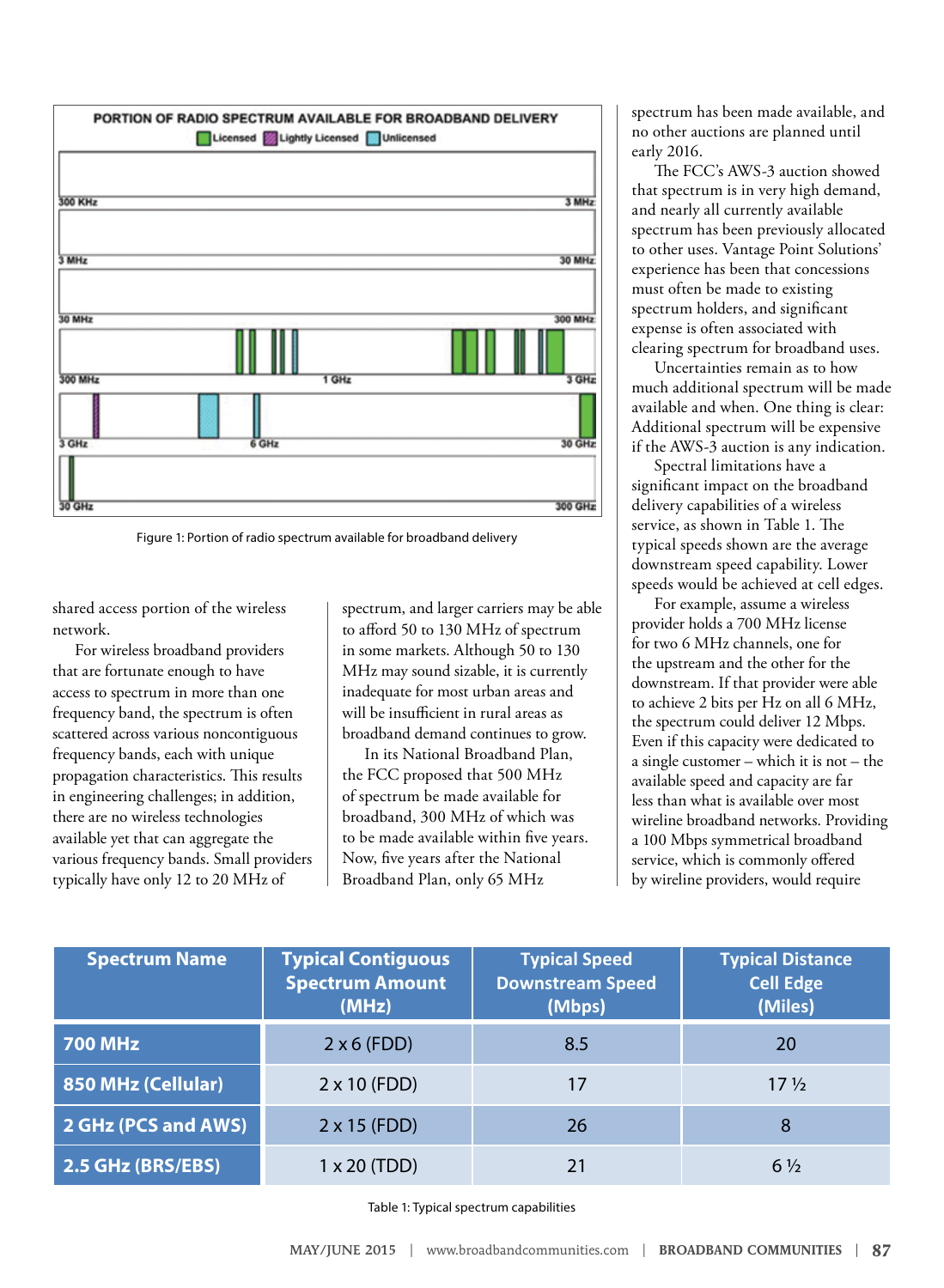**PORTION OF RADIO SPECTRUM AVAILABLE FOR BROADBAND DELIVERY**

Licensed | Lightly Licensed | Unlicensed

300 KHz – 3 MHz

3 MHz – 30 MHz

30 MHz – 300 MHz

300 MHz – 1 GHz – 3 GHz

3 GHz – 6 GHz – 30 GHz

30 GHz – 300 GHz

Figure 1: Portion of radio spectrum available for broadband delivery

shared access portion of the wireless network.

For wireless broadband providers that are fortunate enough to have access to spectrum in more than one frequency band, the spectrum is often scattered across various noncontiguous frequency bands, each with unique propagation characteristics. This results in engineering challenges; in addition, there are no wireless technologies available yet that can aggregate the various frequency bands. Small providers typically have only 12 to 20 MHz of spectrum, and larger carriers may be able to afford 50 to 130 MHz of spectrum in some markets. Although 50 to 130 MHz may sound sizable, it is currently inadequate for most urban areas and will be insufficient in rural areas as broadband demand continues to grow.

In its National Broadband Plan, the FCC proposed that 500 MHz of spectrum be made available for broadband, 300 MHz of which was to be made available within five years. Now, five years after the National Broadband Plan, only 65 MHz spectrum has been made available, and no other auctions are planned until early 2016.

The FCC's AWS-3 auction showed that spectrum is in very high demand, and nearly all currently available spectrum has been previously allocated to other uses. Vantage Point Solutions' experience has been that concessions must often be made to existing spectrum holders, and significant expense is often associated with clearing spectrum for broadband uses.

Uncertainties remain as to how much additional spectrum will be made available and when. One thing is clear: Additional spectrum will be expensive if the AWS-3 auction is any indication.

Spectral limitations have a significant impact on the broadband delivery capabilities of a wireless service, as shown in Table 1. The typical speeds shown are the average downstream speed capability. Lower speeds would be achieved at cell edges.

For example, assume a wireless provider holds a 700 MHz license for two 6 MHz channels, one for the upstream and the other for the downstream. If that provider were able to achieve 2 bits per Hz on all 6 MHz, the spectrum could deliver 12 Mbps. Even if this capacity were dedicated to a single customer – which it is not – the available speed and capacity are far less than what is available over most wireline broadband networks. Providing a 100 Mbps symmetrical broadband service, which is commonly offered by wireline providers, would require

| Spectrum Name | Typical Contiguous Spectrum Amount (MHz) | Typical Speed Downstream Speed (Mbps) | Typical Distance Cell Edge (Miles) |
|---|---|---|---|
| 700 MHz | 2 x 6 (FDD) | 8.5 | 20 |
| 850 MHz (Cellular) | 2 x 10 (FDD) | 17 | 17 ½ |
| 2 GHz (PCS and AWS) | 2 x 15 (FDD) | 26 | 8 |
| 2.5 GHz (BRS/EBS) | 1 x 20 (TDD) | 21 | 6 ½ |

Table 1: Typical spectrum capabilities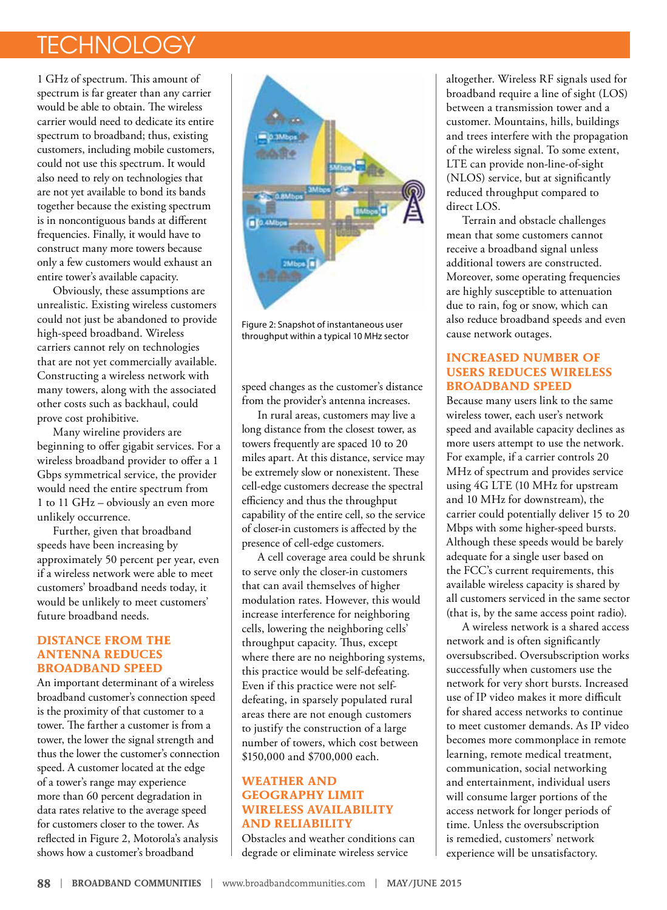1 GHz of spectrum. This amount of spectrum is far greater than any carrier would be able to obtain. The wireless carrier would need to dedicate its entire spectrum to broadband; thus, existing customers, including mobile customers, could not use this spectrum. It would also need to rely on technologies that are not yet available to bond its bands together because the existing spectrum is in noncontiguous bands at different frequencies. Finally, it would have to construct many more towers because only a few customers would exhaust an entire tower's available capacity.

Obviously, these assumptions are unrealistic. Existing wireless customers could not just be abandoned to provide high-speed broadband. Wireless carriers cannot rely on technologies that are not yet commercially available. Constructing a wireless network with many towers, along with the associated other costs such as backhaul, could prove cost prohibitive.

Many wireline providers are beginning to offer gigabit services. For a wireless broadband provider to offer a 1 Gbps symmetrical service, the provider would need the entire spectrum from 1 to 11 GHz – obviously an even more unlikely occurrence.

Further, given that broadband speeds have been increasing by approximately 50 percent per year, even if a wireless network were able to meet customers' broadband needs today, it would be unlikely to meet customers' future broadband needs.

## DISTANCE FROM THE ANTENNA REDUCES BROADBAND SPEED

An important determinant of a wireless broadband customer's connection speed is the proximity of that customer to a tower. The farther a customer is from a tower, the lower the signal strength and thus the lower the customer's connection speed. A customer located at the edge of a tower's range may experience more than 60 percent degradation in data rates relative to the average speed for customers closer to the tower. As reflected in Figure 2, Motorola's analysis shows how a customer's broadband speed changes as the customer's distance from the provider's antenna increases.

Figure 2: Snapshot of instantaneous user throughput within a typical 10 MHz sector

In rural areas, customers may live a long distance from the closest tower, as towers frequently are spaced 10 to 20 miles apart. At this distance, service may be extremely slow or nonexistent. These cell-edge customers decrease the spectral efficiency and thus the throughput capability of the entire cell, so the service of closer-in customers is affected by the presence of cell-edge customers.

A cell coverage area could be shrunk to serve only the closer-in customers that can avail themselves of higher modulation rates. However, this would increase interference for neighboring cells, lowering the neighboring cells' throughput capacity. Thus, except where there are no neighboring systems, this practice would be self-defeating. Even if this practice were not self-defeating, in sparsely populated rural areas there are not enough customers to justify the construction of a large number of towers, which cost between $150,000 and $700,000 each.

## WEATHER AND GEOGRAPHY LIMIT WIRELESS AVAILABILITY AND RELIABILITY

Obstacles and weather conditions can degrade or eliminate wireless service altogether. Wireless RF signals used for broadband require a line of sight (LOS) between a transmission tower and a customer. Mountains, hills, buildings and trees interfere with the propagation of the wireless signal. To some extent, LTE can provide non-line-of-sight (NLOS) service, but at significantly reduced throughput compared to direct LOS.

Terrain and obstacle challenges mean that some customers cannot receive a broadband signal unless additional towers are constructed. Moreover, some operating frequencies are highly susceptible to attenuation due to rain, fog or snow, which can also reduce broadband speeds and even cause network outages.

## INCREASED NUMBER OF USERS REDUCES WIRELESS BROADBAND SPEED

Because many users link to the same wireless tower, each user's network speed and available capacity declines as more users attempt to use the network. For example, if a carrier controls 20 MHz of spectrum and provides service using 4G LTE (10 MHz for upstream and 10 MHz for downstream), the carrier could potentially deliver 15 to 20 Mbps with some higher-speed bursts. Although these speeds would be barely adequate for a single user based on the FCC's current requirements, this available wireless capacity is shared by all customers serviced in the same sector (that is, by the same access point radio).

A wireless network is a shared access network and is often significantly oversubscribed. Oversubscription works successfully when customers use the network for very short bursts. Increased use of IP video makes it more difficult for shared access networks to continue to meet customer demands. As IP video becomes more commonplace in remote learning, remote medical treatment, communication, social networking and entertainment, individual users will consume larger portions of the access network for longer periods of time. Unless the oversubscription is remedied, customers' network experience will be unsatisfactory.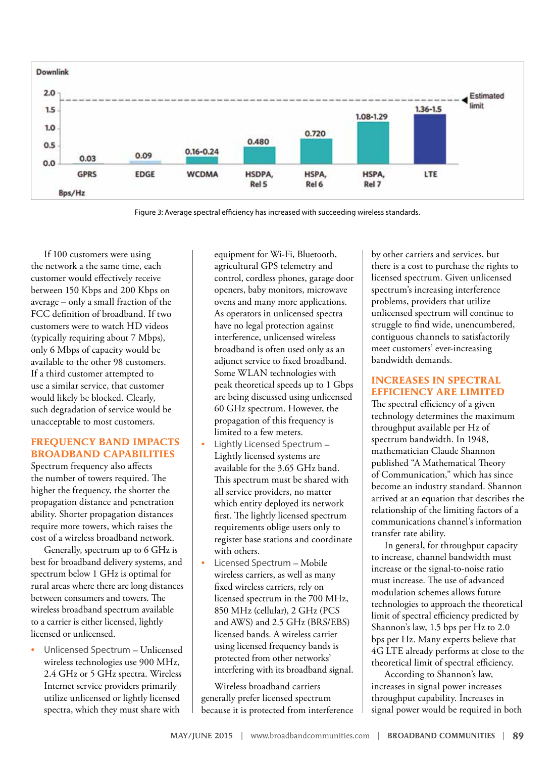**Downlink**

| Standard | GPRS | EDGE | WCDMA | HSDPA, Rel 5 | HSPA, Rel 6 | HSPA, Rel 7 | LTE |
|---|---|---|---|---|---|---|---|
| Bps/Hz | 0.03 | 0.09 | 0.16-0.24 | 0.480 | 0.720 | 1.08-1.29 | 1.36-1.5 |

Estimated limit: 2.0 Bps/Hz

Figure 3: Average spectral efficiency has increased with succeeding wireless standards.

If 100 customers were using the network a the same time, each customer would effectively receive between 150 Kbps and 200 Kbps on average – only a small fraction of the FCC definition of broadband. If two customers were to watch HD videos (typically requiring about 7 Mbps), only 6 Mbps of capacity would be available to the other 98 customers. If a third customer attempted to use a similar service, that customer would likely be blocked. Clearly, such degradation of service would be unacceptable to most customers.

## FREQUENCY BAND IMPACTS BROADBAND CAPABILITIES

Spectrum frequency also affects the number of towers required. The higher the frequency, the shorter the propagation distance and penetration ability. Shorter propagation distances require more towers, which raises the cost of a wireless broadband network.

Generally, spectrum up to 6 GHz is best for broadband delivery systems, and spectrum below 1 GHz is optimal for rural areas where there are long distances between consumers and towers. The wireless broadband spectrum available to a carrier is either licensed, lightly licensed or unlicensed.

- Unlicensed Spectrum – Unlicensed wireless technologies use 900 MHz, 2.4 GHz or 5 GHz spectra. Wireless Internet service providers primarily utilize unlicensed or lightly licensed spectra, which they must share with equipment for Wi-Fi, Bluetooth, agricultural GPS telemetry and control, cordless phones, garage door openers, baby monitors, microwave ovens and many more applications. As operators in unlicensed spectra have no legal protection against interference, unlicensed wireless broadband is often used only as an adjunct service to fixed broadband. Some WLAN technologies with peak theoretical speeds up to 1 Gbps are being discussed using unlicensed 60 GHz spectrum. However, the propagation of this frequency is limited to a few meters.
- Lightly Licensed Spectrum – Lightly licensed systems are available for the 3.65 GHz band. This spectrum must be shared with all service providers, no matter which entity deployed its network first. The lightly licensed spectrum requirements oblige users only to register base stations and coordinate with others.
- Licensed Spectrum – Mobile wireless carriers, as well as many fixed wireless carriers, rely on licensed spectrum in the 700 MHz, 850 MHz (cellular), 2 GHz (PCS and AWS) and 2.5 GHz (BRS/EBS) licensed bands. A wireless carrier using licensed frequency bands is protected from other networks' interfering with its broadband signal.

Wireless broadband carriers generally prefer licensed spectrum because it is protected from interference by other carriers and services, but there is a cost to purchase the rights to licensed spectrum. Given unlicensed spectrum's increasing interference problems, providers that utilize unlicensed spectrum will continue to struggle to find wide, unencumbered, contiguous channels to satisfactorily meet customers' ever-increasing bandwidth demands.

## INCREASES IN SPECTRAL EFFICIENCY ARE LIMITED

The spectral efficiency of a given technology determines the maximum throughput available per Hz of spectrum bandwidth. In 1948, mathematician Claude Shannon published "A Mathematical Theory of Communication," which has since become an industry standard. Shannon arrived at an equation that describes the relationship of the limiting factors of a communications channel's information transfer rate ability.

In general, for throughput capacity to increase, channel bandwidth must increase or the signal-to-noise ratio must increase. The use of advanced modulation schemes allows future technologies to approach the theoretical limit of spectral efficiency predicted by Shannon's law, 1.5 bps per Hz to 2.0 bps per Hz. Many experts believe that 4G LTE already performs at close to the theoretical limit of spectral efficiency.

According to Shannon's law, increases in signal power increases throughput capability. Increases in signal power would be required in both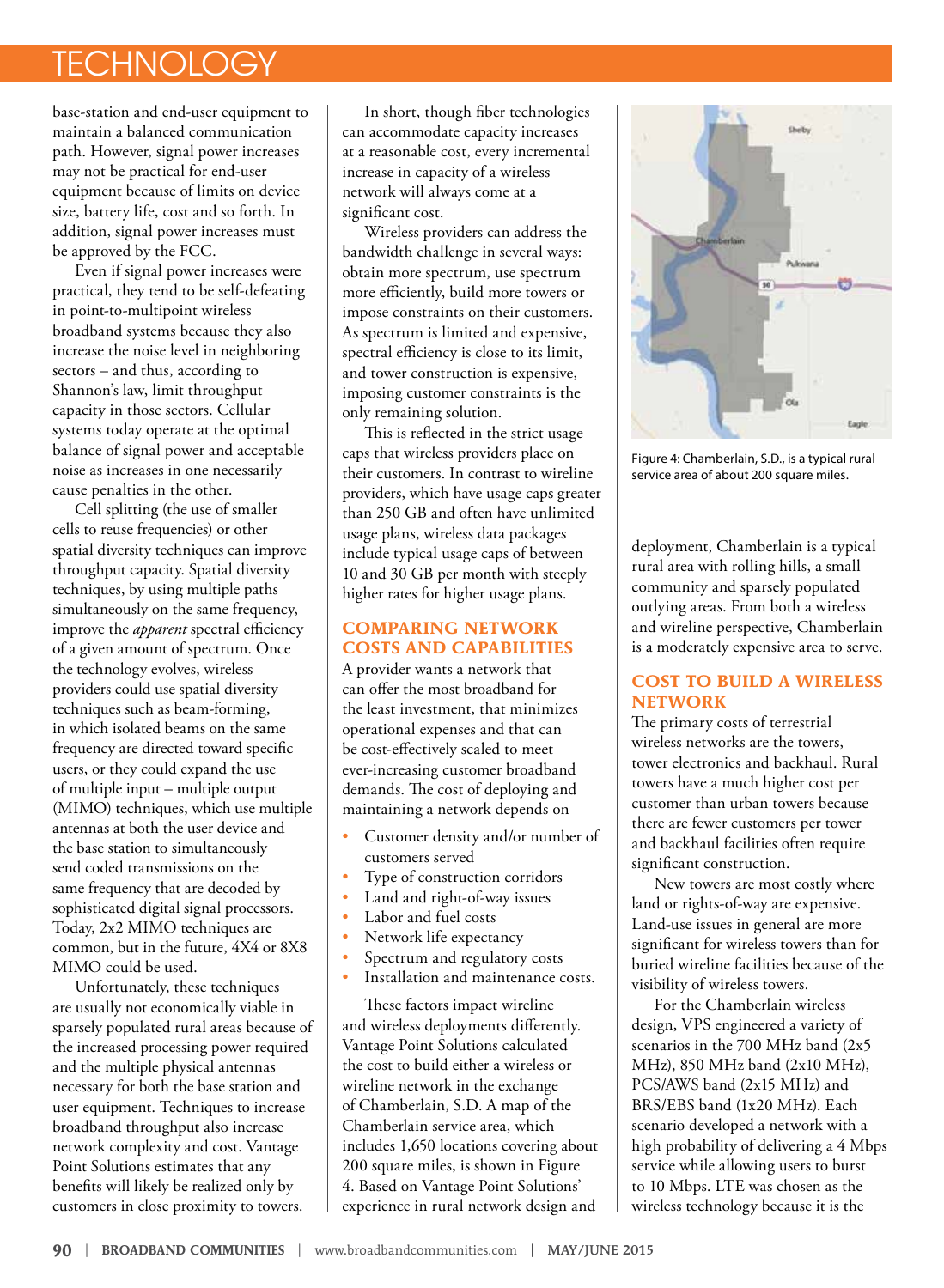base-station and end-user equipment to maintain a balanced communication path. However, signal power increases may not be practical for end-user equipment because of limits on device size, battery life, cost and so forth. In addition, signal power increases must be approved by the FCC.

Even if signal power increases were practical, they tend to be self-defeating in point-to-multipoint wireless broadband systems because they also increase the noise level in neighboring sectors – and thus, according to Shannon's law, limit throughput capacity in those sectors. Cellular systems today operate at the optimal balance of signal power and acceptable noise as increases in one necessarily cause penalties in the other.

Cell splitting (the use of smaller cells to reuse frequencies) or other spatial diversity techniques can improve throughput capacity. Spatial diversity techniques, by using multiple paths simultaneously on the same frequency, improve the *apparent* spectral efficiency of a given amount of spectrum. Once the technology evolves, wireless providers could use spatial diversity techniques such as beam-forming, in which isolated beams on the same frequency are directed toward specific users, or they could expand the use of multiple input – multiple output (MIMO) techniques, which use multiple antennas at both the user device and the base station to simultaneously send coded transmissions on the same frequency that are decoded by sophisticated digital signal processors. Today, 2x2 MIMO techniques are common, but in the future, 4X4 or 8X8 MIMO could be used.

Unfortunately, these techniques are usually not economically viable in sparsely populated rural areas because of the increased processing power required and the multiple physical antennas necessary for both the base station and user equipment. Techniques to increase broadband throughput also increase network complexity and cost. Vantage Point Solutions estimates that any benefits will likely be realized only by customers in close proximity to towers.

In short, though fiber technologies can accommodate capacity increases at a reasonable cost, every incremental increase in capacity of a wireless network will always come at a significant cost.

Wireless providers can address the bandwidth challenge in several ways: obtain more spectrum, use spectrum more efficiently, build more towers or impose constraints on their customers. As spectrum is limited and expensive, spectral efficiency is close to its limit, and tower construction is expensive, imposing customer constraints is the only remaining solution.

This is reflected in the strict usage caps that wireless providers place on their customers. In contrast to wireline providers, which have usage caps greater than 250 GB and often have unlimited usage plans, wireless data packages include typical usage caps of between 10 and 30 GB per month with steeply higher rates for higher usage plans.

## COMPARING NETWORK COSTS AND CAPABILITIES

A provider wants a network that can offer the most broadband for the least investment, that minimizes operational expenses and that can be cost-effectively scaled to meet ever-increasing customer broadband demands. The cost of deploying and maintaining a network depends on

- Customer density and/or number of customers served
- Type of construction corridors
- Land and right-of-way issues
- Labor and fuel costs
- Network life expectancy
- Spectrum and regulatory costs
- Installation and maintenance costs.

These factors impact wireline and wireless deployments differently. Vantage Point Solutions calculated the cost to build either a wireless or wireline network in the exchange of Chamberlain, S.D. A map of the Chamberlain service area, which includes 1,650 locations covering about 200 square miles, is shown in Figure 4. Based on Vantage Point Solutions' experience in rural network design and deployment, Chamberlain is a typical rural area with rolling hills, a small community and sparsely populated outlying areas. From both a wireless and wireline perspective, Chamberlain is a moderately expensive area to serve.

Figure 4: Chamberlain, S.D., is a typical rural service area of about 200 square miles.

## COST TO BUILD A WIRELESS NETWORK

The primary costs of terrestrial wireless networks are the towers, tower electronics and backhaul. Rural towers have a much higher cost per customer than urban towers because there are fewer customers per tower and backhaul facilities often require significant construction.

New towers are most costly where land or rights-of-way are expensive. Land-use issues in general are more significant for wireless towers than for buried wireline facilities because of the visibility of wireless towers.

For the Chamberlain wireless design, VPS engineered a variety of scenarios in the 700 MHz band (2x5 MHz), 850 MHz band (2x10 MHz), PCS/AWS band (2x15 MHz) and BRS/EBS band (1x20 MHz). Each scenario developed a network with a high probability of delivering a 4 Mbps service while allowing users to burst to 10 Mbps. LTE was chosen as the wireless technology because it is the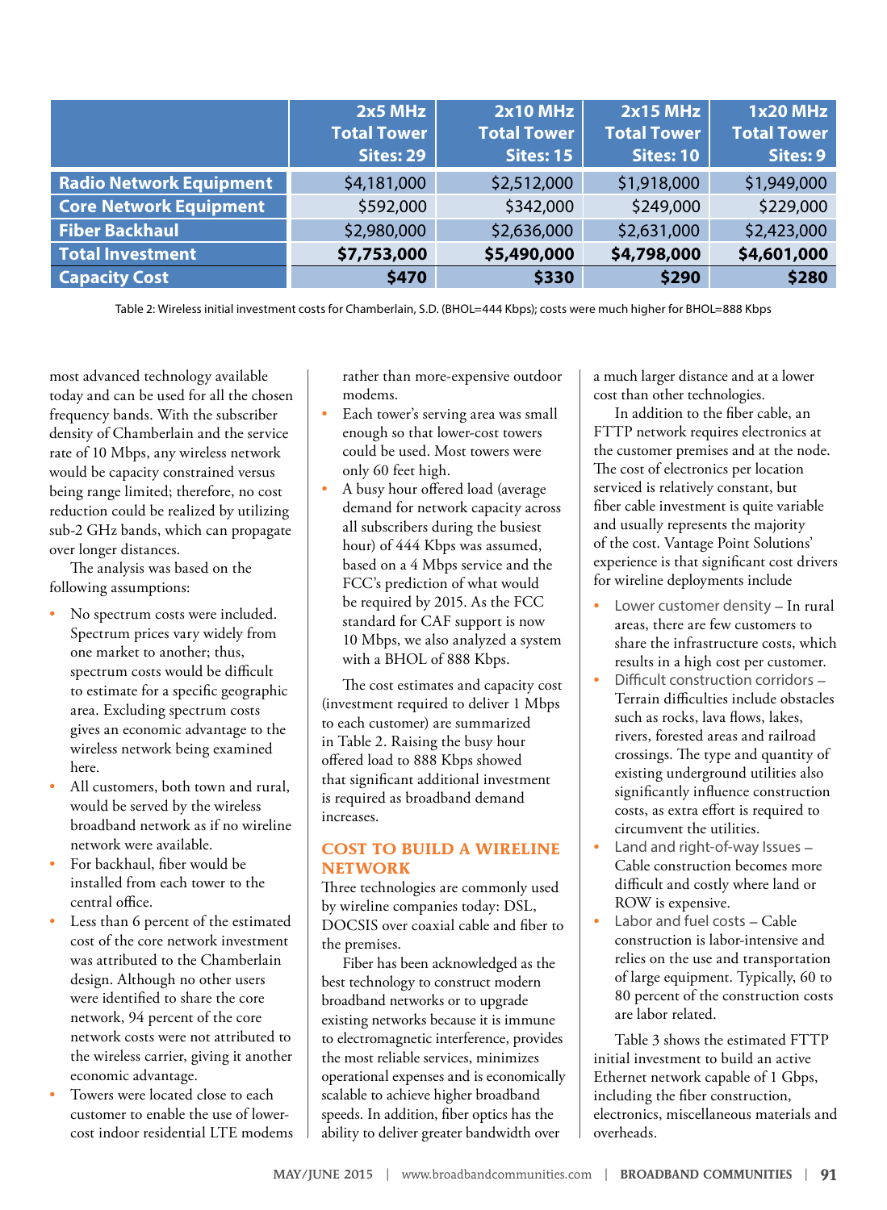| | 2x5 MHz Total Tower Sites: 29 | 2x10 MHz Total Tower Sites: 15 | 2x15 MHz Total Tower Sites: 10 | 1x20 MHz Total Tower Sites: 9 |
|---|---|---|---|---|
| **Radio Network Equipment** | $4,181,000 | $2,512,000 | $1,918,000 | $1,949,000 |
| **Core Network Equipment** | $592,000 | $342,000 | $249,000 | $229,000 |
| **Fiber Backhaul** | $2,980,000 | $2,636,000 | $2,631,000 | $2,423,000 |
| **Total Investment** | **$7,753,000** | **$5,490,000** | **$4,798,000** | **$4,601,000** |
| **Capacity Cost** | **$470** | **$330** | **$290** | **$280** |

Table 2: Wireless initial investment costs for Chamberlain, S.D. (BHOL=444 Kbps); costs were much higher for BHOL=888 Kbps

most advanced technology available today and can be used for all the chosen frequency bands. With the subscriber density of Chamberlain and the service rate of 10 Mbps, any wireless network would be capacity constrained versus being range limited; therefore, no cost reduction could be realized by utilizing sub-2 GHz bands, which can propagate over longer distances.

The analysis was based on the following assumptions:

- No spectrum costs were included. Spectrum prices vary widely from one market to another; thus, spectrum costs would be difficult to estimate for a specific geographic area. Excluding spectrum costs gives an economic advantage to the wireless network being examined here.
- All customers, both town and rural, would be served by the wireless broadband network as if no wireline network were available.
- For backhaul, fiber would be installed from each tower to the central office.
- Less than 6 percent of the estimated cost of the core network investment was attributed to the Chamberlain design. Although no other users were identified to share the core network, 94 percent of the core network costs were not attributed to the wireless carrier, giving it another economic advantage.
- Towers were located close to each customer to enable the use of lower-cost indoor residential LTE modems rather than more-expensive outdoor modems.
- Each tower's serving area was small enough so that lower-cost towers could be used. Most towers were only 60 feet high.
- A busy hour offered load (average demand for network capacity across all subscribers during the busiest hour) of 444 Kbps was assumed, based on a 4 Mbps service and the FCC's prediction of what would be required by 2015. As the FCC standard for CAF support is now 10 Mbps, we also analyzed a system with a BHOL of 888 Kbps.

The cost estimates and capacity cost (investment required to deliver 1 Mbps to each customer) are summarized in Table 2. Raising the busy hour offered load to 888 Kbps showed that significant additional investment is required as broadband demand increases.

## COST TO BUILD A WIRELINE NETWORK

Three technologies are commonly used by wireline companies today: DSL, DOCSIS over coaxial cable and fiber to the premises.

Fiber has been acknowledged as the best technology to construct modern broadband networks or to upgrade existing networks because it is immune to electromagnetic interference, provides the most reliable services, minimizes operational expenses and is economically scalable to achieve higher broadband speeds. In addition, fiber optics has the ability to deliver greater bandwidth over a much larger distance and at a lower cost than other technologies.

In addition to the fiber cable, an FTTP network requires electronics at the customer premises and at the node. The cost of electronics per location serviced is relatively constant, but fiber cable investment is quite variable and usually represents the majority of the cost. Vantage Point Solutions' experience is that significant cost drivers for wireline deployments include

- Lower customer density – In rural areas, there are few customers to share the infrastructure costs, which results in a high cost per customer.
- Difficult construction corridors – Terrain difficulties include obstacles such as rocks, lava flows, lakes, rivers, forested areas and railroad crossings. The type and quantity of existing underground utilities also significantly influence construction costs, as extra effort is required to circumvent the utilities.
- Land and right-of-way Issues – Cable construction becomes more difficult and costly where land or ROW is expensive.
- Labor and fuel costs – Cable construction is labor-intensive and relies on the use and transportation of large equipment. Typically, 60 to 80 percent of the construction costs are labor related.

Table 3 shows the estimated FTTP initial investment to build an active Ethernet network capable of 1 Gbps, including the fiber construction, electronics, miscellaneous materials and overheads.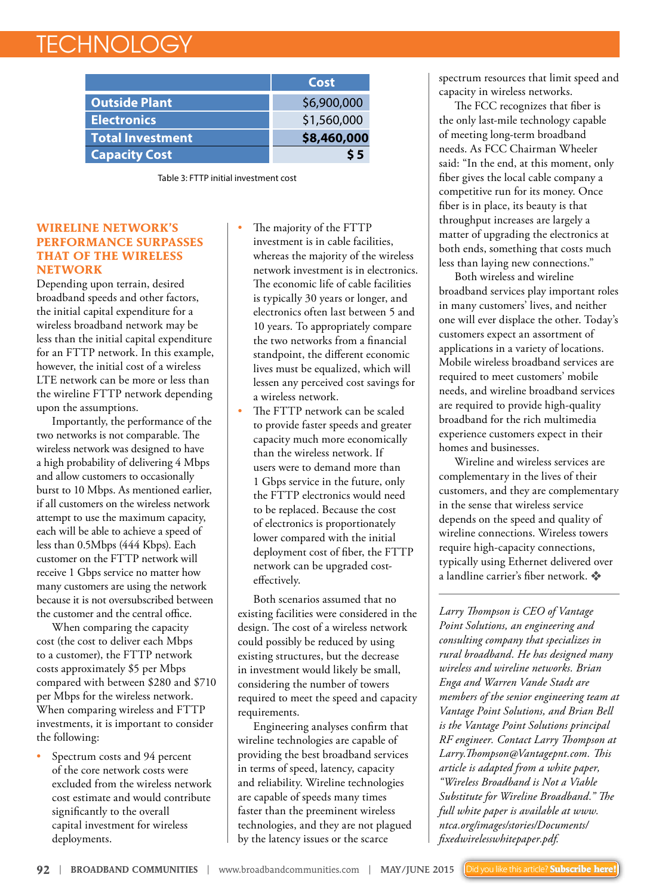| | Cost |
|---|---|
| Outside Plant | $6,900,000 |
| Electronics | $1,560,000 |
| Total Investment | **$8,460,000** |
| Capacity Cost | **$ 5** |

Table 3: FTTP initial investment cost

## WIRELINE NETWORK'S PERFORMANCE SURPASSES THAT OF THE WIRELESS NETWORK

Depending upon terrain, desired broadband speeds and other factors, the initial capital expenditure for a wireless broadband network may be less than the initial capital expenditure for an FTTP network. In this example, however, the initial cost of a wireless LTE network can be more or less than the wireline FTTP network depending upon the assumptions.

Importantly, the performance of the two networks is not comparable. The wireless network was designed to have a high probability of delivering 4 Mbps and allow customers to occasionally burst to 10 Mbps. As mentioned earlier, if all customers on the wireless network attempt to use the maximum capacity, each will be able to achieve a speed of less than 0.5Mbps (444 Kbps). Each customer on the FTTP network will receive 1 Gbps service no matter how many customers are using the network because it is not oversubscribed between the customer and the central office.

When comparing the capacity cost (the cost to deliver each Mbps to a customer), the FTTP network costs approximately $5 per Mbps compared with between $280 and $710 per Mbps for the wireless network. When comparing wireless and FTTP investments, it is important to consider the following:

- Spectrum costs and 94 percent of the core network costs were excluded from the wireless network cost estimate and would contribute significantly to the overall capital investment for wireless deployments.
- The majority of the FTTP investment is in cable facilities, whereas the majority of the wireless network investment is in electronics. The economic life of cable facilities is typically 30 years or longer, and electronics often last between 5 and 10 years. To appropriately compare the two networks from a financial standpoint, the different economic lives must be equalized, which will lessen any perceived cost savings for a wireless network.
- The FTTP network can be scaled to provide faster speeds and greater capacity much more economically than the wireless network. If users were to demand more than 1 Gbps service in the future, only the FTTP electronics would need to be replaced. Because the cost of electronics is proportionately lower compared with the initial deployment cost of fiber, the FTTP network can be upgraded cost-effectively.

Both scenarios assumed that no existing facilities were considered in the design. The cost of a wireless network could possibly be reduced by using existing structures, but the decrease in investment would likely be small, considering the number of towers required to meet the speed and capacity requirements.

Engineering analyses confirm that wireline technologies are capable of providing the best broadband services in terms of speed, latency, capacity and reliability. Wireline technologies are capable of speeds many times faster than the preeminent wireless technologies, and they are not plagued by the latency issues or the scarce spectrum resources that limit speed and capacity in wireless networks.

The FCC recognizes that fiber is the only last-mile technology capable of meeting long-term broadband needs. As FCC Chairman Wheeler said: "In the end, at this moment, only fiber gives the local cable company a competitive run for its money. Once fiber is in place, its beauty is that throughput increases are largely a matter of upgrading the electronics at both ends, something that costs much less than laying new connections."

Both wireless and wireline broadband services play important roles in many customers' lives, and neither one will ever displace the other. Today's customers expect an assortment of applications in a variety of locations. Mobile wireless broadband services are required to meet customers' mobile needs, and wireline broadband services are required to provide high-quality broadband for the rich multimedia experience customers expect in their homes and businesses.

Wireline and wireless services are complementary in the lives of their customers, and they are complementary in the sense that wireless service depends on the speed and quality of wireline connections. Wireless towers require high-capacity connections, typically using Ethernet delivered over a landline carrier's fiber network. ❖

---

*Larry Thompson is CEO of Vantage Point Solutions, an engineering and consulting company that specializes in rural broadband. He has designed many wireless and wireline networks. Brian Enga and Warren Vande Stadt are members of the senior engineering team at Vantage Point Solutions, and Brian Bell is the Vantage Point Solutions principal RF engineer. Contact Larry Thompson at Larry.Thompson@Vantagepnt.com. This article is adapted from a white paper, "Wireless Broadband is Not a Viable Substitute for Wireline Broadband." The full white paper is available at www.ntca.org/images/stories/Documents/fixedwirelesswhitepaper.pdf.*